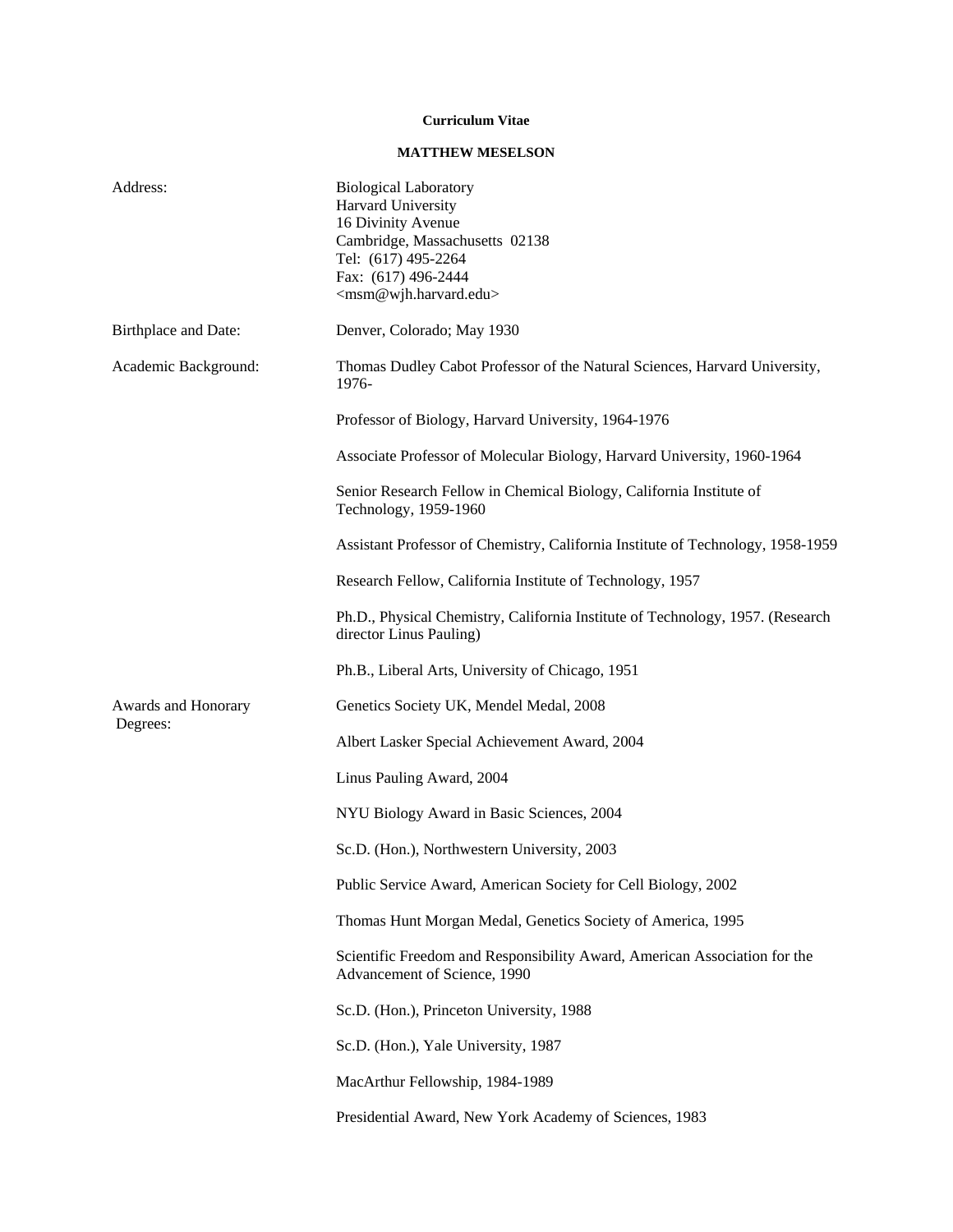**Curriculum Vitae**

**MATTHEW MESELSON**

| | |
|---|---|
| Address: | Biological Laboratory<br>Harvard University<br>16 Divinity Avenue<br>Cambridge, Massachusetts 02138<br>Tel: (617) 495-2264<br>Fax: (617) 496-2444<br><msm@wjh.harvard.edu> |
| Birthplace and Date: | Denver, Colorado; May 1930 |
| Academic Background: | Thomas Dudley Cabot Professor of the Natural Sciences, Harvard University, 1976- |
| | Professor of Biology, Harvard University, 1964-1976 |
| | Associate Professor of Molecular Biology, Harvard University, 1960-1964 |
| | Senior Research Fellow in Chemical Biology, California Institute of Technology, 1959-1960 |
| | Assistant Professor of Chemistry, California Institute of Technology, 1958-1959 |
| | Research Fellow, California Institute of Technology, 1957 |
| | Ph.D., Physical Chemistry, California Institute of Technology, 1957. (Research director Linus Pauling) |
| | Ph.B., Liberal Arts, University of Chicago, 1951 |
| Awards and Honorary Degrees: | Genetics Society UK, Mendel Medal, 2008 |
| | Albert Lasker Special Achievement Award, 2004 |
| | Linus Pauling Award, 2004 |
| | NYU Biology Award in Basic Sciences, 2004 |
| | Sc.D. (Hon.), Northwestern University, 2003 |
| | Public Service Award, American Society for Cell Biology, 2002 |
| | Thomas Hunt Morgan Medal, Genetics Society of America, 1995 |
| | Scientific Freedom and Responsibility Award, American Association for the Advancement of Science, 1990 |
| | Sc.D. (Hon.), Princeton University, 1988 |
| | Sc.D. (Hon.), Yale University, 1987 |
| | MacArthur Fellowship, 1984-1989 |
| | Presidential Award, New York Academy of Sciences, 1983 |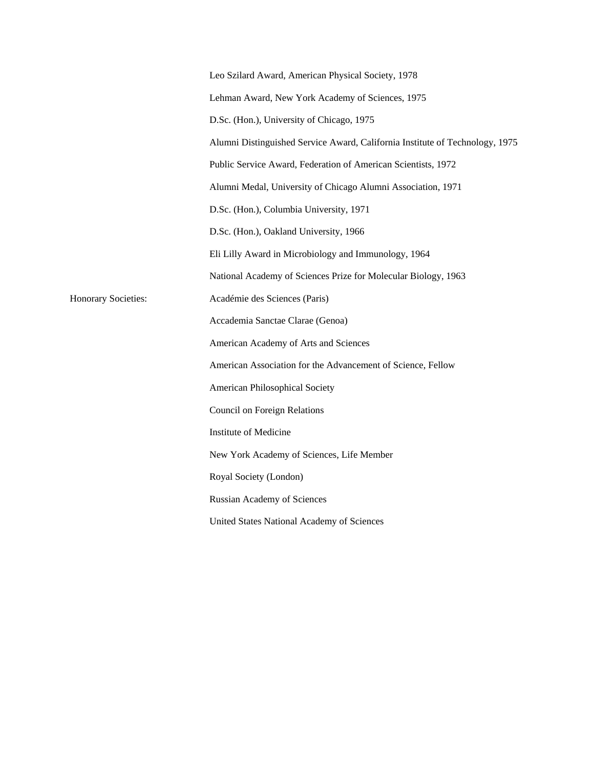Leo Szilard Award, American Physical Society, 1978

Lehman Award, New York Academy of Sciences, 1975

D.Sc. (Hon.), University of Chicago, 1975

Alumni Distinguished Service Award, California Institute of Technology, 1975

Public Service Award, Federation of American Scientists, 1972

Alumni Medal, University of Chicago Alumni Association, 1971

D.Sc. (Hon.), Columbia University, 1971

D.Sc. (Hon.), Oakland University, 1966

Eli Lilly Award in Microbiology and Immunology, 1964

National Academy of Sciences Prize for Molecular Biology, 1963

Honorary Societies:

Académie des Sciences (Paris)

Accademia Sanctae Clarae (Genoa)

American Academy of Arts and Sciences

American Association for the Advancement of Science, Fellow

American Philosophical Society

Council on Foreign Relations

Institute of Medicine

New York Academy of Sciences, Life Member

Royal Society (London)

Russian Academy of Sciences

United States National Academy of Sciences